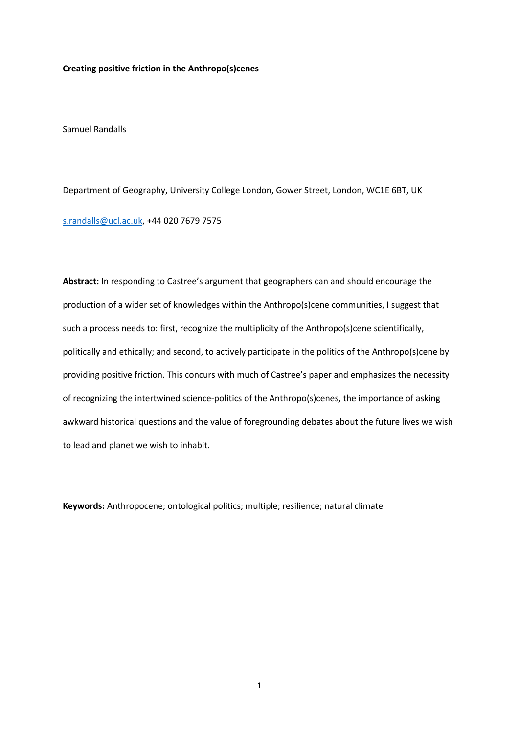# Creating positive friction in the Anthropo(s)cenes

Samuel Randalls

Department of Geography, University College London, Gower Street, London, WC1E 6BT, UK

s.randalls@ucl.ac.uk, +44 020 7679 7575

**Abstract:** In responding to Castree's argument that geographers can and should encourage the production of a wider set of knowledges within the Anthropo(s)cene communities, I suggest that such a process needs to: first, recognize the multiplicity of the Anthropo(s)cene scientifically, politically and ethically; and second, to actively participate in the politics of the Anthropo(s)cene by providing positive friction. This concurs with much of Castree's paper and emphasizes the necessity of recognizing the intertwined science-politics of the Anthropo(s)cenes, the importance of asking awkward historical questions and the value of foregrounding debates about the future lives we wish to lead and planet we wish to inhabit.

**Keywords:** Anthropocene; ontological politics; multiple; resilience; natural climate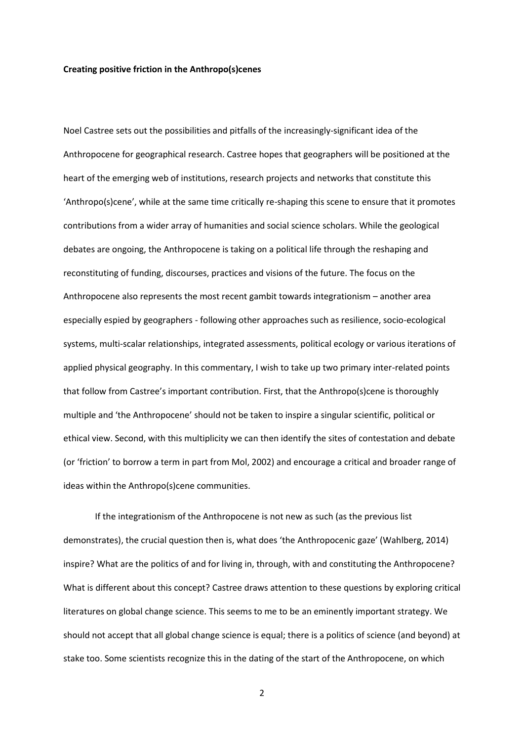**Creating positive friction in the Anthropo(s)cenes**

Noel Castree sets out the possibilities and pitfalls of the increasingly-significant idea of the Anthropocene for geographical research. Castree hopes that geographers will be positioned at the heart of the emerging web of institutions, research projects and networks that constitute this 'Anthropo(s)cene', while at the same time critically re-shaping this scene to ensure that it promotes contributions from a wider array of humanities and social science scholars. While the geological debates are ongoing, the Anthropocene is taking on a political life through the reshaping and reconstituting of funding, discourses, practices and visions of the future. The focus on the Anthropocene also represents the most recent gambit towards integrationism – another area especially espied by geographers - following other approaches such as resilience, socio-ecological systems, multi-scalar relationships, integrated assessments, political ecology or various iterations of applied physical geography. In this commentary, I wish to take up two primary inter-related points that follow from Castree's important contribution. First, that the Anthropo(s)cene is thoroughly multiple and 'the Anthropocene' should not be taken to inspire a singular scientific, political or ethical view. Second, with this multiplicity we can then identify the sites of contestation and debate (or 'friction' to borrow a term in part from Mol, 2002) and encourage a critical and broader range of ideas within the Anthropo(s)cene communities.

If the integrationism of the Anthropocene is not new as such (as the previous list demonstrates), the crucial question then is, what does 'the Anthropocenic gaze' (Wahlberg, 2014) inspire? What are the politics of and for living in, through, with and constituting the Anthropocene? What is different about this concept? Castree draws attention to these questions by exploring critical literatures on global change science. This seems to me to be an eminently important strategy. We should not accept that all global change science is equal; there is a politics of science (and beyond) at stake too. Some scientists recognize this in the dating of the start of the Anthropocene, on which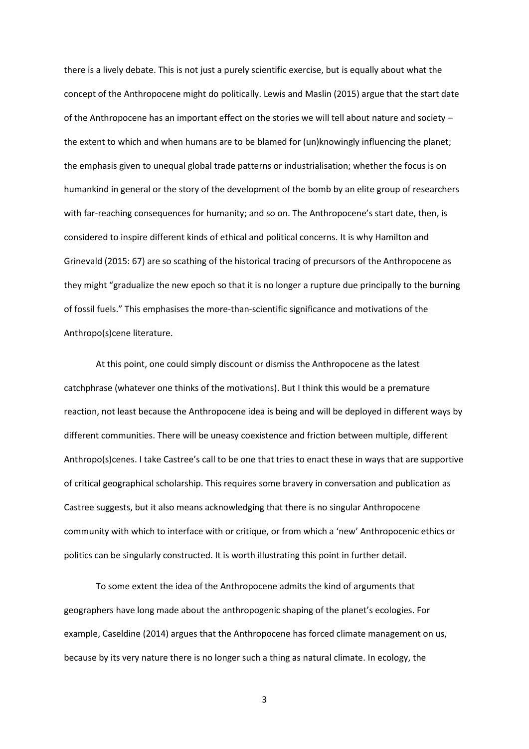there is a lively debate. This is not just a purely scientific exercise, but is equally about what the concept of the Anthropocene might do politically. Lewis and Maslin (2015) argue that the start date of the Anthropocene has an important effect on the stories we will tell about nature and society – the extent to which and when humans are to be blamed for (un)knowingly influencing the planet; the emphasis given to unequal global trade patterns or industrialisation; whether the focus is on humankind in general or the story of the development of the bomb by an elite group of researchers with far-reaching consequences for humanity; and so on. The Anthropocene's start date, then, is considered to inspire different kinds of ethical and political concerns. It is why Hamilton and Grinevald (2015: 67) are so scathing of the historical tracing of precursors of the Anthropocene as they might "gradualize the new epoch so that it is no longer a rupture due principally to the burning of fossil fuels." This emphasises the more-than-scientific significance and motivations of the Anthropo(s)cene literature.

At this point, one could simply discount or dismiss the Anthropocene as the latest catchphrase (whatever one thinks of the motivations). But I think this would be a premature reaction, not least because the Anthropocene idea is being and will be deployed in different ways by different communities. There will be uneasy coexistence and friction between multiple, different Anthropo(s)cenes. I take Castree's call to be one that tries to enact these in ways that are supportive of critical geographical scholarship. This requires some bravery in conversation and publication as Castree suggests, but it also means acknowledging that there is no singular Anthropocene community with which to interface with or critique, or from which a 'new' Anthropocenic ethics or politics can be singularly constructed. It is worth illustrating this point in further detail.

To some extent the idea of the Anthropocene admits the kind of arguments that geographers have long made about the anthropogenic shaping of the planet's ecologies. For example, Caseldine (2014) argues that the Anthropocene has forced climate management on us, because by its very nature there is no longer such a thing as natural climate. In ecology, the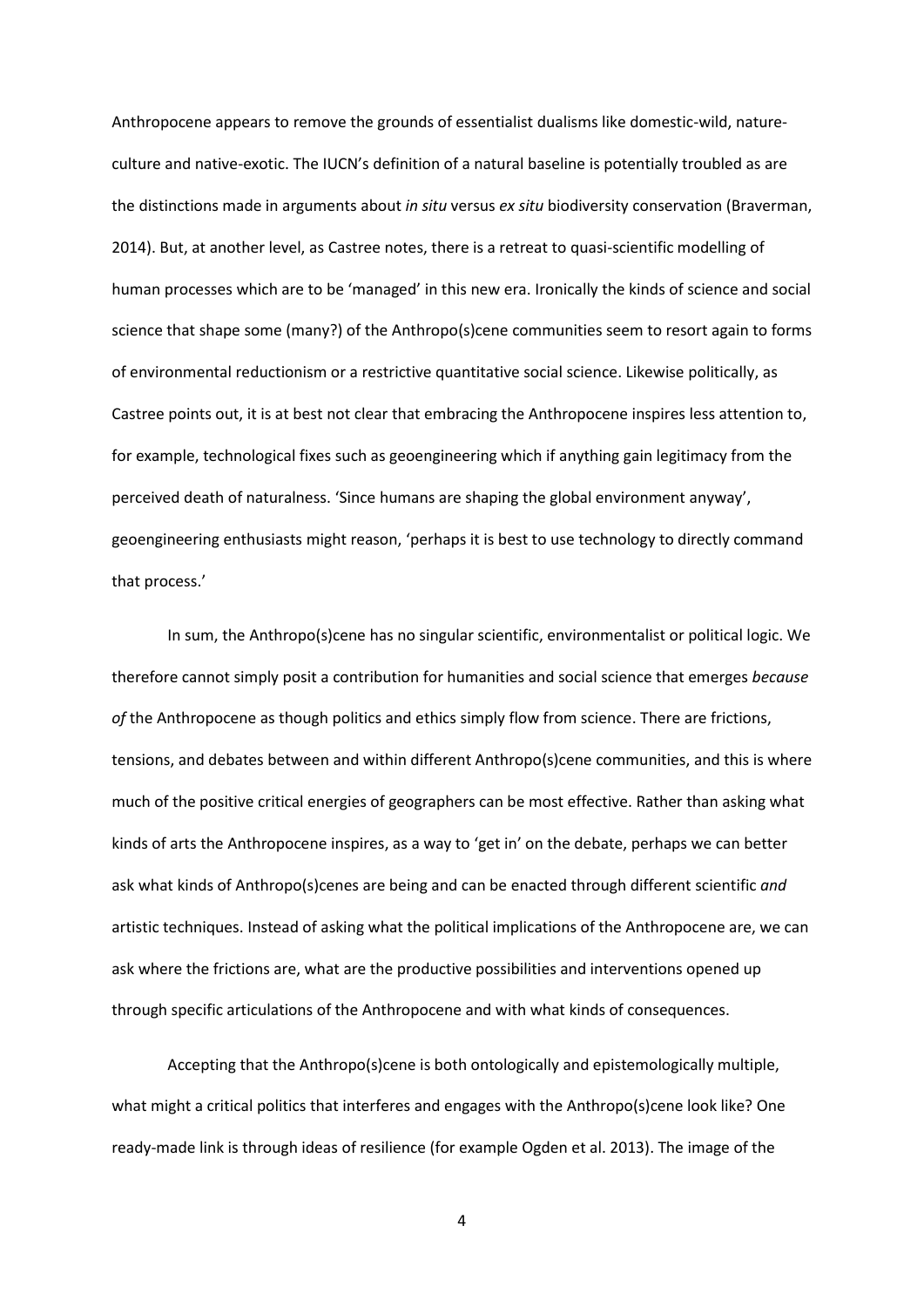Anthropocene appears to remove the grounds of essentialist dualisms like domestic-wild, nature-culture and native-exotic. The IUCN's definition of a natural baseline is potentially troubled as are the distinctions made in arguments about *in situ* versus *ex situ* biodiversity conservation (Braverman, 2014). But, at another level, as Castree notes, there is a retreat to quasi-scientific modelling of human processes which are to be 'managed' in this new era. Ironically the kinds of science and social science that shape some (many?) of the Anthropo(s)cene communities seem to resort again to forms of environmental reductionism or a restrictive quantitative social science. Likewise politically, as Castree points out, it is at best not clear that embracing the Anthropocene inspires less attention to, for example, technological fixes such as geoengineering which if anything gain legitimacy from the perceived death of naturalness. 'Since humans are shaping the global environment anyway', geoengineering enthusiasts might reason, 'perhaps it is best to use technology to directly command that process.'

In sum, the Anthropo(s)cene has no singular scientific, environmentalist or political logic. We therefore cannot simply posit a contribution for humanities and social science that emerges *because of* the Anthropocene as though politics and ethics simply flow from science. There are frictions, tensions, and debates between and within different Anthropo(s)cene communities, and this is where much of the positive critical energies of geographers can be most effective. Rather than asking what kinds of arts the Anthropocene inspires, as a way to 'get in' on the debate, perhaps we can better ask what kinds of Anthropo(s)cenes are being and can be enacted through different scientific *and* artistic techniques. Instead of asking what the political implications of the Anthropocene are, we can ask where the frictions are, what are the productive possibilities and interventions opened up through specific articulations of the Anthropocene and with what kinds of consequences.

Accepting that the Anthropo(s)cene is both ontologically and epistemologically multiple, what might a critical politics that interferes and engages with the Anthropo(s)cene look like? One ready-made link is through ideas of resilience (for example Ogden et al. 2013). The image of the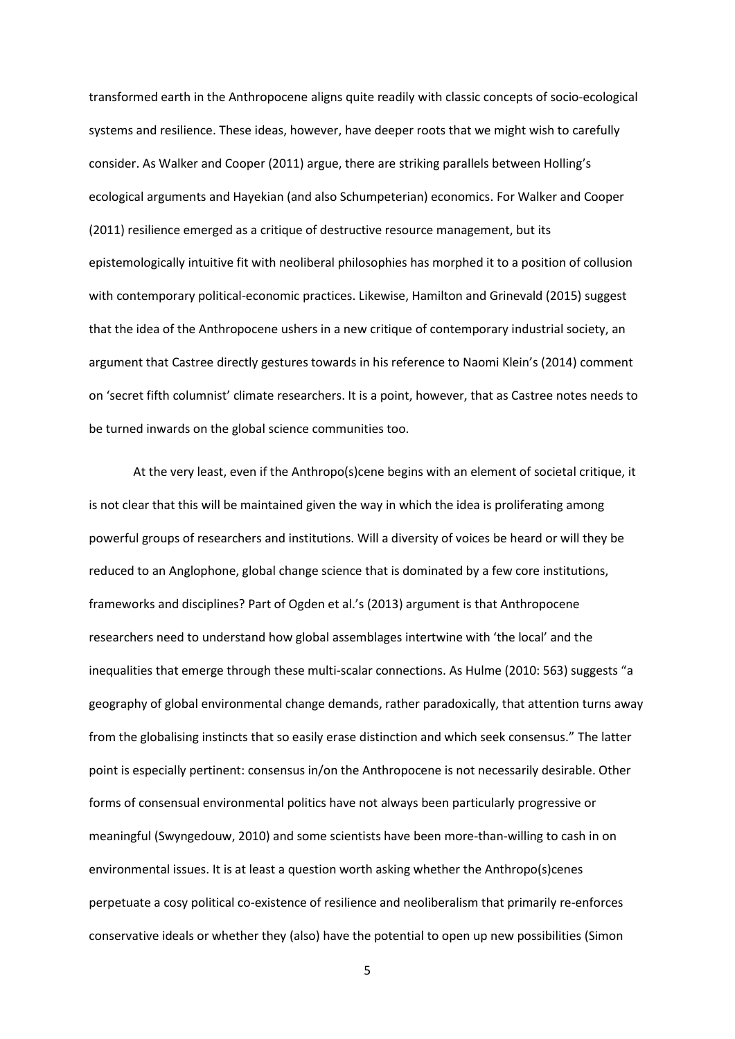transformed earth in the Anthropocene aligns quite readily with classic concepts of socio-ecological systems and resilience. These ideas, however, have deeper roots that we might wish to carefully consider. As Walker and Cooper (2011) argue, there are striking parallels between Holling's ecological arguments and Hayekian (and also Schumpeterian) economics. For Walker and Cooper (2011) resilience emerged as a critique of destructive resource management, but its epistemologically intuitive fit with neoliberal philosophies has morphed it to a position of collusion with contemporary political-economic practices. Likewise, Hamilton and Grinevald (2015) suggest that the idea of the Anthropocene ushers in a new critique of contemporary industrial society, an argument that Castree directly gestures towards in his reference to Naomi Klein's (2014) comment on 'secret fifth columnist' climate researchers. It is a point, however, that as Castree notes needs to be turned inwards on the global science communities too.

At the very least, even if the Anthropo(s)cene begins with an element of societal critique, it is not clear that this will be maintained given the way in which the idea is proliferating among powerful groups of researchers and institutions. Will a diversity of voices be heard or will they be reduced to an Anglophone, global change science that is dominated by a few core institutions, frameworks and disciplines? Part of Ogden et al.'s (2013) argument is that Anthropocene researchers need to understand how global assemblages intertwine with 'the local' and the inequalities that emerge through these multi-scalar connections. As Hulme (2010: 563) suggests "a geography of global environmental change demands, rather paradoxically, that attention turns away from the globalising instincts that so easily erase distinction and which seek consensus." The latter point is especially pertinent: consensus in/on the Anthropocene is not necessarily desirable. Other forms of consensual environmental politics have not always been particularly progressive or meaningful (Swyngedouw, 2010) and some scientists have been more-than-willing to cash in on environmental issues. It is at least a question worth asking whether the Anthropo(s)cenes perpetuate a cosy political co-existence of resilience and neoliberalism that primarily re-enforces conservative ideals or whether they (also) have the potential to open up new possibilities (Simon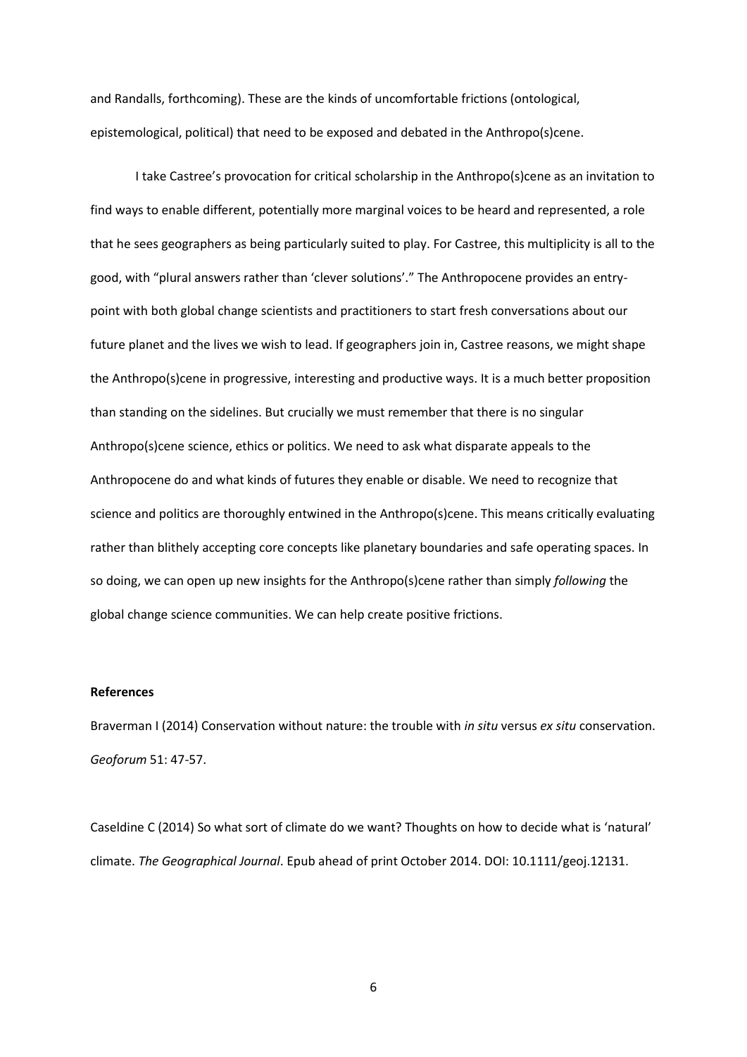and Randalls, forthcoming). These are the kinds of uncomfortable frictions (ontological, epistemological, political) that need to be exposed and debated in the Anthropo(s)cene.

I take Castree's provocation for critical scholarship in the Anthropo(s)cene as an invitation to find ways to enable different, potentially more marginal voices to be heard and represented, a role that he sees geographers as being particularly suited to play. For Castree, this multiplicity is all to the good, with "plural answers rather than 'clever solutions'." The Anthropocene provides an entry-point with both global change scientists and practitioners to start fresh conversations about our future planet and the lives we wish to lead. If geographers join in, Castree reasons, we might shape the Anthropo(s)cene in progressive, interesting and productive ways. It is a much better proposition than standing on the sidelines. But crucially we must remember that there is no singular Anthropo(s)cene science, ethics or politics. We need to ask what disparate appeals to the Anthropocene do and what kinds of futures they enable or disable. We need to recognize that science and politics are thoroughly entwined in the Anthropo(s)cene. This means critically evaluating rather than blithely accepting core concepts like planetary boundaries and safe operating spaces. In so doing, we can open up new insights for the Anthropo(s)cene rather than simply *following* the global change science communities. We can help create positive frictions.

**References**

Braverman I (2014) Conservation without nature: the trouble with *in situ* versus *ex situ* conservation. *Geoforum* 51: 47-57.

Caseldine C (2014) So what sort of climate do we want? Thoughts on how to decide what is 'natural' climate. *The Geographical Journal*. Epub ahead of print October 2014. DOI: 10.1111/geoj.12131.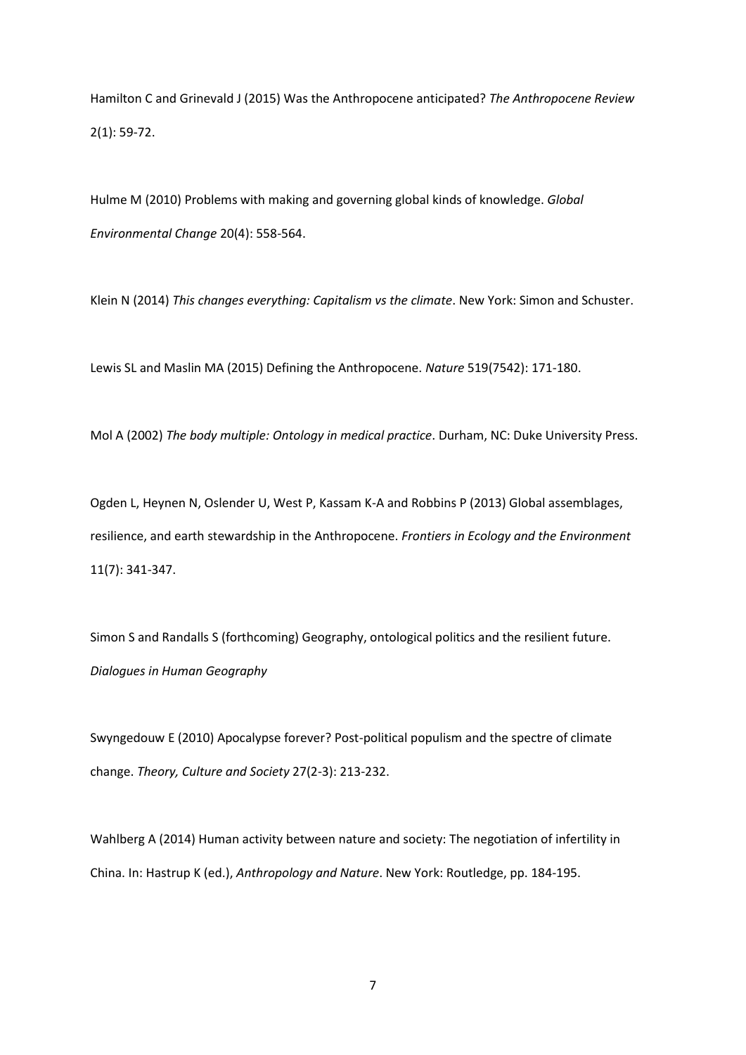Hamilton C and Grinevald J (2015) Was the Anthropocene anticipated? *The Anthropocene Review* 2(1): 59-72.

Hulme M (2010) Problems with making and governing global kinds of knowledge. *Global Environmental Change* 20(4): 558-564.

Klein N (2014) *This changes everything: Capitalism vs the climate*. New York: Simon and Schuster.

Lewis SL and Maslin MA (2015) Defining the Anthropocene. *Nature* 519(7542): 171-180.

Mol A (2002) *The body multiple: Ontology in medical practice*. Durham, NC: Duke University Press.

Ogden L, Heynen N, Oslender U, West P, Kassam K-A and Robbins P (2013) Global assemblages, resilience, and earth stewardship in the Anthropocene. *Frontiers in Ecology and the Environment* 11(7): 341-347.

Simon S and Randalls S (forthcoming) Geography, ontological politics and the resilient future. *Dialogues in Human Geography*

Swyngedouw E (2010) Apocalypse forever? Post-political populism and the spectre of climate change. *Theory, Culture and Society* 27(2-3): 213-232.

Wahlberg A (2014) Human activity between nature and society: The negotiation of infertility in China. In: Hastrup K (ed.), *Anthropology and Nature*. New York: Routledge, pp. 184-195.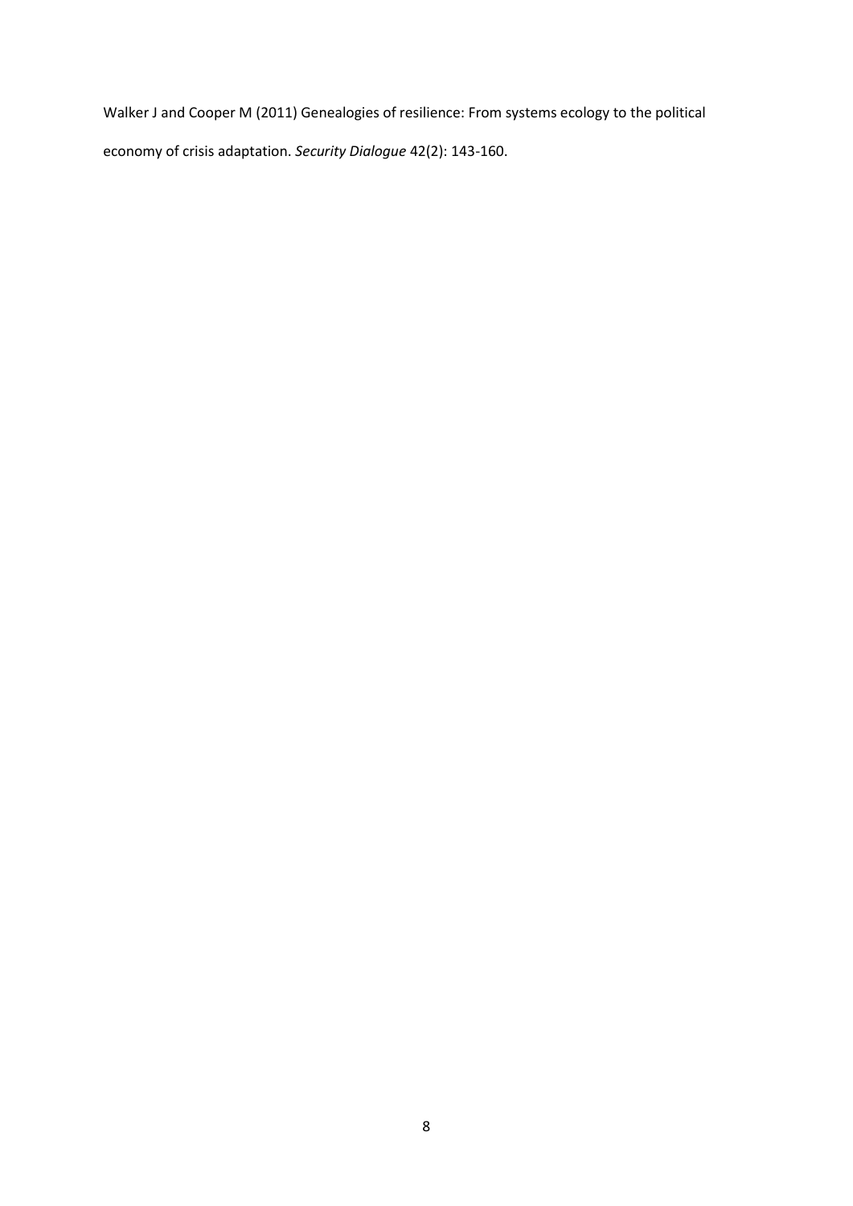Walker J and Cooper M (2011) Genealogies of resilience: From systems ecology to the political economy of crisis adaptation. *Security Dialogue* 42(2): 143-160.